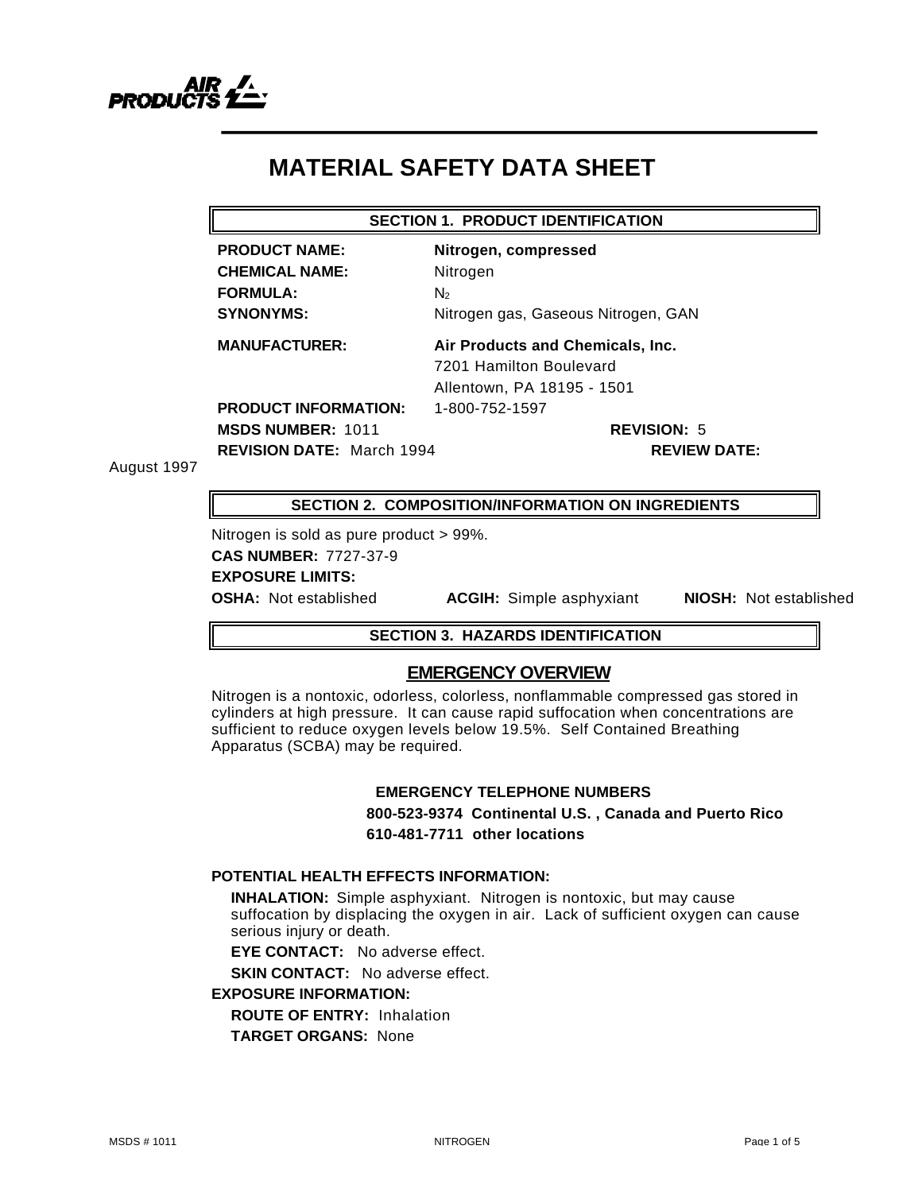# MATERIAL SAFETY DATA SHEET

## SECTION 1. PRODUCT IDENTIFICATION

**PRODUCT NAME:** **Nitrogen, compressed**
**CHEMICAL NAME:** Nitrogen
**FORMULA:** $N_2$
**SYNONYMS:** Nitrogen gas, Gaseous Nitrogen, GAN

**MANUFACTURER:** **Air Products and Chemicals, Inc.**
7201 Hamilton Boulevard
Allentown, PA 18195 - 1501

**PRODUCT INFORMATION:** 1-800-752-1597
**MSDS NUMBER:** 1011 **REVISION:** 5
**REVISION DATE:** March 1994 **REVIEW DATE:** August 1997

## SECTION 2. COMPOSITION/INFORMATION ON INGREDIENTS

Nitrogen is sold as pure product > 99%.

**CAS NUMBER:** 7727-37-9

**EXPOSURE LIMITS:**

**OSHA:** Not established **ACGIH:** Simple asphyxiant **NIOSH:** Not established

## SECTION 3. HAZARDS IDENTIFICATION

### EMERGENCY OVERVIEW

Nitrogen is a nontoxic, odorless, colorless, nonflammable compressed gas stored in cylinders at high pressure. It can cause rapid suffocation when concentrations are sufficient to reduce oxygen levels below 19.5%. Self Contained Breathing Apparatus (SCBA) may be required.

**EMERGENCY TELEPHONE NUMBERS**
**800-523-9374 Continental U.S. , Canada and Puerto Rico**
**610-481-7711 other locations**

**POTENTIAL HEALTH EFFECTS INFORMATION:**

**INHALATION:** Simple asphyxiant. Nitrogen is nontoxic, but may cause suffocation by displacing the oxygen in air. Lack of sufficient oxygen can cause serious injury or death.

**EYE CONTACT:** No adverse effect.

**SKIN CONTACT:** No adverse effect.

**EXPOSURE INFORMATION:**

**ROUTE OF ENTRY:** Inhalation

**TARGET ORGANS:** None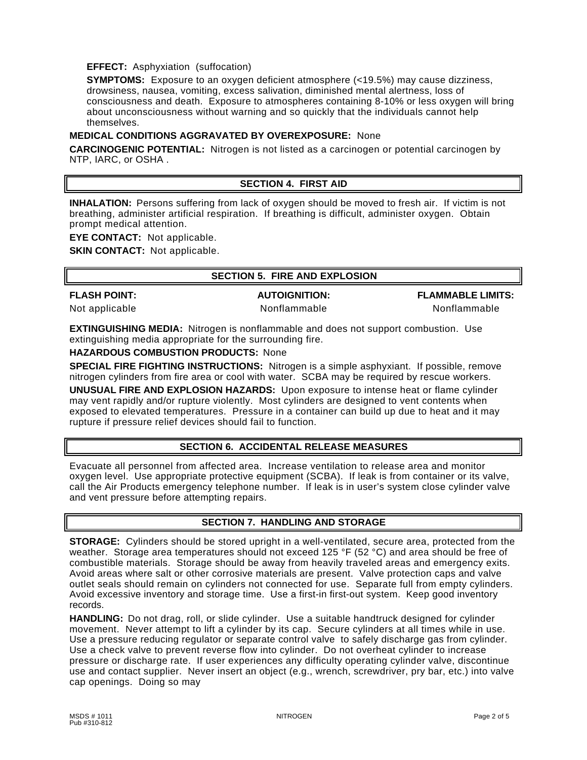**EFFECT:** Asphyxiation (suffocation)

**SYMPTOMS:** Exposure to an oxygen deficient atmosphere (<19.5%) may cause dizziness, drowsiness, nausea, vomiting, excess salivation, diminished mental alertness, loss of consciousness and death. Exposure to atmospheres containing 8-10% or less oxygen will bring about unconsciousness without warning and so quickly that the individuals cannot help themselves.

**MEDICAL CONDITIONS AGGRAVATED BY OVEREXPOSURE:** None

**CARCINOGENIC POTENTIAL:** Nitrogen is not listed as a carcinogen or potential carcinogen by NTP, IARC, or OSHA .

## SECTION 4. FIRST AID

**INHALATION:** Persons suffering from lack of oxygen should be moved to fresh air. If victim is not breathing, administer artificial respiration. If breathing is difficult, administer oxygen. Obtain prompt medical attention.

**EYE CONTACT:** Not applicable.

**SKIN CONTACT:** Not applicable.

## SECTION 5. FIRE AND EXPLOSION

| FLASH POINT: | AUTOIGNITION: | FLAMMABLE LIMITS: |
|---|---|---|
| Not applicable | Nonflammable | Nonflammable |

**EXTINGUISHING MEDIA:** Nitrogen is nonflammable and does not support combustion. Use extinguishing media appropriate for the surrounding fire.

**HAZARDOUS COMBUSTION PRODUCTS:** None

**SPECIAL FIRE FIGHTING INSTRUCTIONS:** Nitrogen is a simple asphyxiant. If possible, remove nitrogen cylinders from fire area or cool with water. SCBA may be required by rescue workers.

**UNUSUAL FIRE AND EXPLOSION HAZARDS:** Upon exposure to intense heat or flame cylinder may vent rapidly and/or rupture violently. Most cylinders are designed to vent contents when exposed to elevated temperatures. Pressure in a container can build up due to heat and it may rupture if pressure relief devices should fail to function.

## SECTION 6. ACCIDENTAL RELEASE MEASURES

Evacuate all personnel from affected area. Increase ventilation to release area and monitor oxygen level. Use appropriate protective equipment (SCBA). If leak is from container or its valve, call the Air Products emergency telephone number. If leak is in user's system close cylinder valve and vent pressure before attempting repairs.

## SECTION 7. HANDLING AND STORAGE

**STORAGE:** Cylinders should be stored upright in a well-ventilated, secure area, protected from the weather. Storage area temperatures should not exceed 125 °F (52 °C) and area should be free of combustible materials. Storage should be away from heavily traveled areas and emergency exits. Avoid areas where salt or other corrosive materials are present. Valve protection caps and valve outlet seals should remain on cylinders not connected for use. Separate full from empty cylinders. Avoid excessive inventory and storage time. Use a first-in first-out system. Keep good inventory records.

**HANDLING:** Do not drag, roll, or slide cylinder. Use a suitable handtruck designed for cylinder movement. Never attempt to lift a cylinder by its cap. Secure cylinders at all times while in use. Use a pressure reducing regulator or separate control valve to safely discharge gas from cylinder. Use a check valve to prevent reverse flow into cylinder. Do not overheat cylinder to increase pressure or discharge rate. If user experiences any difficulty operating cylinder valve, discontinue use and contact supplier. Never insert an object (e.g., wrench, screwdriver, pry bar, etc.) into valve cap openings. Doing so may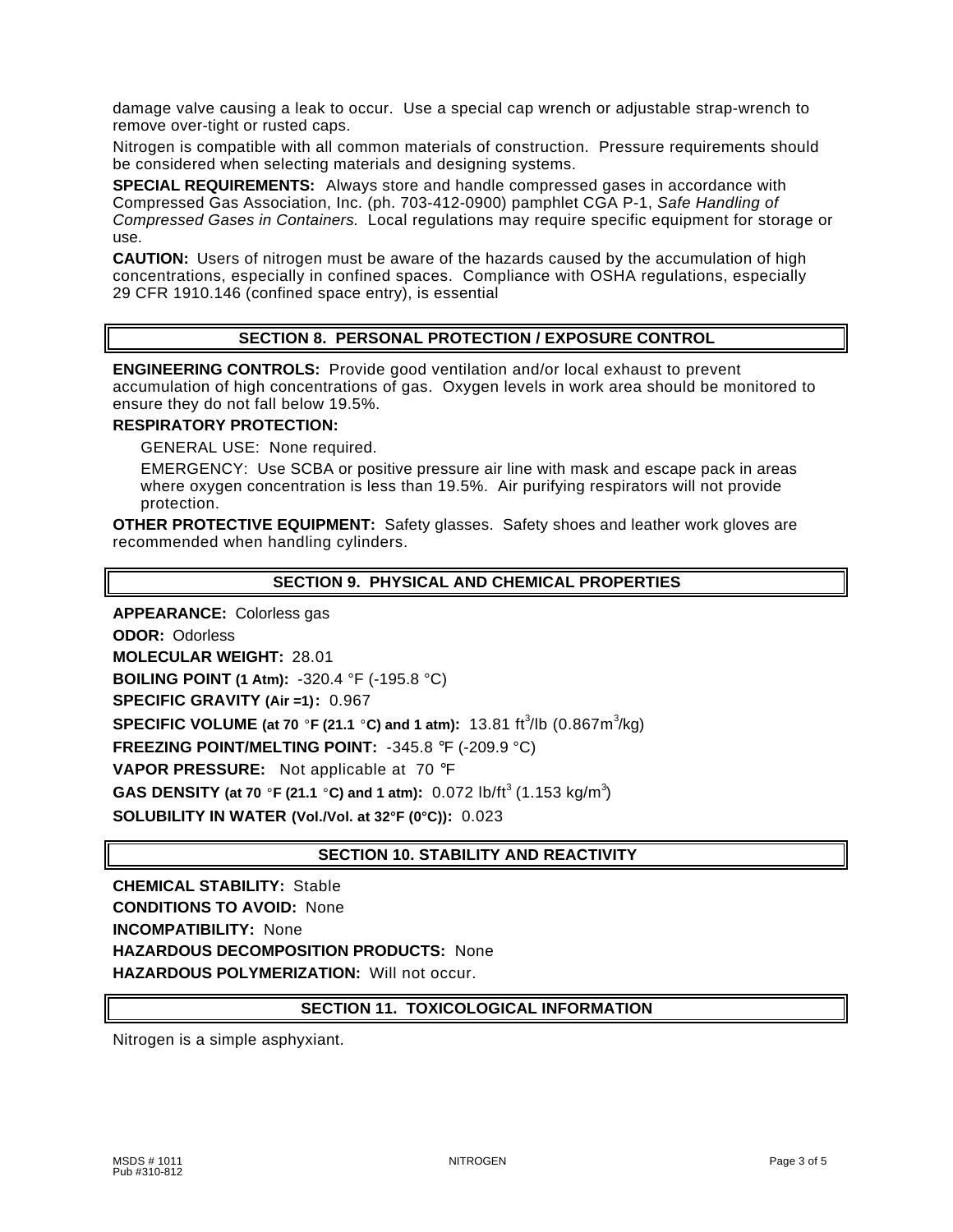damage valve causing a leak to occur. Use a special cap wrench or adjustable strap-wrench to remove over-tight or rusted caps.

Nitrogen is compatible with all common materials of construction. Pressure requirements should be considered when selecting materials and designing systems.

**SPECIAL REQUIREMENTS:** Always store and handle compressed gases in accordance with Compressed Gas Association, Inc. (ph. 703-412-0900) pamphlet CGA P-1, *Safe Handling of Compressed Gases in Containers.* Local regulations may require specific equipment for storage or use.

**CAUTION:** Users of nitrogen must be aware of the hazards caused by the accumulation of high concentrations, especially in confined spaces. Compliance with OSHA regulations, especially 29 CFR 1910.146 (confined space entry), is essential

## SECTION 8. PERSONAL PROTECTION / EXPOSURE CONTROL

**ENGINEERING CONTROLS:** Provide good ventilation and/or local exhaust to prevent accumulation of high concentrations of gas. Oxygen levels in work area should be monitored to ensure they do not fall below 19.5%.

**RESPIRATORY PROTECTION:**

GENERAL USE: None required.

EMERGENCY: Use SCBA or positive pressure air line with mask and escape pack in areas where oxygen concentration is less than 19.5%. Air purifying respirators will not provide protection.

**OTHER PROTECTIVE EQUIPMENT:** Safety glasses. Safety shoes and leather work gloves are recommended when handling cylinders.

## SECTION 9. PHYSICAL AND CHEMICAL PROPERTIES

**APPEARANCE:** Colorless gas

**ODOR:** Odorless

**MOLECULAR WEIGHT:** 28.01

**BOILING POINT (1 Atm):** -320.4 °F (-195.8 °C)

**SPECIFIC GRAVITY (Air =1):** 0.967

**SPECIFIC VOLUME (at 70 °F (21.1 °C) and 1 atm):** 13.81 $ft^3$/lb (0.867$m^3$/kg)

**FREEZING POINT/MELTING POINT:** -345.8 °F (-209.9 °C)

**VAPOR PRESSURE:** Not applicable at 70 °F

**GAS DENSITY (at 70 °F (21.1 °C) and 1 atm):** 0.072 lb/$ft^3$ (1.153 kg/$m^3$)

**SOLUBILITY IN WATER (Vol./Vol. at 32°F (0°C)):** 0.023

## SECTION 10. STABILITY AND REACTIVITY

**CHEMICAL STABILITY:** Stable

**CONDITIONS TO AVOID:** None

**INCOMPATIBILITY:** None

**HAZARDOUS DECOMPOSITION PRODUCTS:** None

**HAZARDOUS POLYMERIZATION:** Will not occur.

## SECTION 11. TOXICOLOGICAL INFORMATION

Nitrogen is a simple asphyxiant.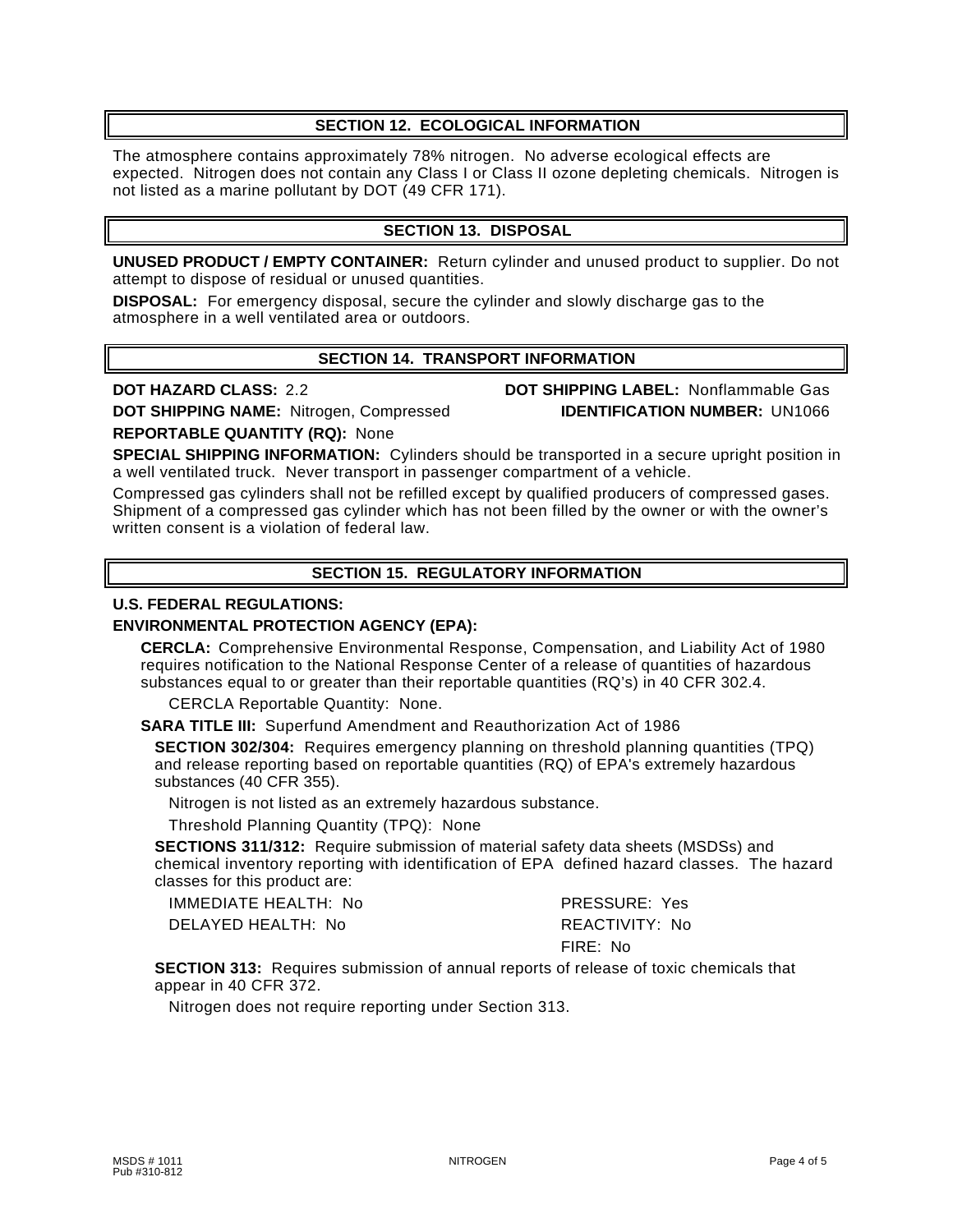## SECTION 12. ECOLOGICAL INFORMATION

The atmosphere contains approximately 78% nitrogen. No adverse ecological effects are expected. Nitrogen does not contain any Class I or Class II ozone depleting chemicals. Nitrogen is not listed as a marine pollutant by DOT (49 CFR 171).

## SECTION 13. DISPOSAL

**UNUSED PRODUCT / EMPTY CONTAINER:** Return cylinder and unused product to supplier. Do not attempt to dispose of residual or unused quantities.

**DISPOSAL:** For emergency disposal, secure the cylinder and slowly discharge gas to the atmosphere in a well ventilated area or outdoors.

## SECTION 14. TRANSPORT INFORMATION

**DOT HAZARD CLASS:** 2.2

**DOT SHIPPING LABEL:** Nonflammable Gas

**DOT SHIPPING NAME:** Nitrogen, Compressed

**IDENTIFICATION NUMBER:** UN1066

**REPORTABLE QUANTITY (RQ):** None

**SPECIAL SHIPPING INFORMATION:** Cylinders should be transported in a secure upright position in a well ventilated truck. Never transport in passenger compartment of a vehicle.

Compressed gas cylinders shall not be refilled except by qualified producers of compressed gases. Shipment of a compressed gas cylinder which has not been filled by the owner or with the owner's written consent is a violation of federal law.

## SECTION 15. REGULATORY INFORMATION

**U.S. FEDERAL REGULATIONS:**

**ENVIRONMENTAL PROTECTION AGENCY (EPA):**

**CERCLA:** Comprehensive Environmental Response, Compensation, and Liability Act of 1980 requires notification to the National Response Center of a release of quantities of hazardous substances equal to or greater than their reportable quantities (RQ's) in 40 CFR 302.4.

CERCLA Reportable Quantity: None.

**SARA TITLE III:** Superfund Amendment and Reauthorization Act of 1986

**SECTION 302/304:** Requires emergency planning on threshold planning quantities (TPQ) and release reporting based on reportable quantities (RQ) of EPA's extremely hazardous substances (40 CFR 355).

Nitrogen is not listed as an extremely hazardous substance.

Threshold Planning Quantity (TPQ): None

**SECTIONS 311/312:** Require submission of material safety data sheets (MSDSs) and chemical inventory reporting with identification of EPA defined hazard classes. The hazard classes for this product are:

IMMEDIATE HEALTH: No

DELAYED HEALTH: No

PRESSURE: Yes

REACTIVITY: No

FIRE: No

**SECTION 313:** Requires submission of annual reports of release of toxic chemicals that appear in 40 CFR 372.

Nitrogen does not require reporting under Section 313.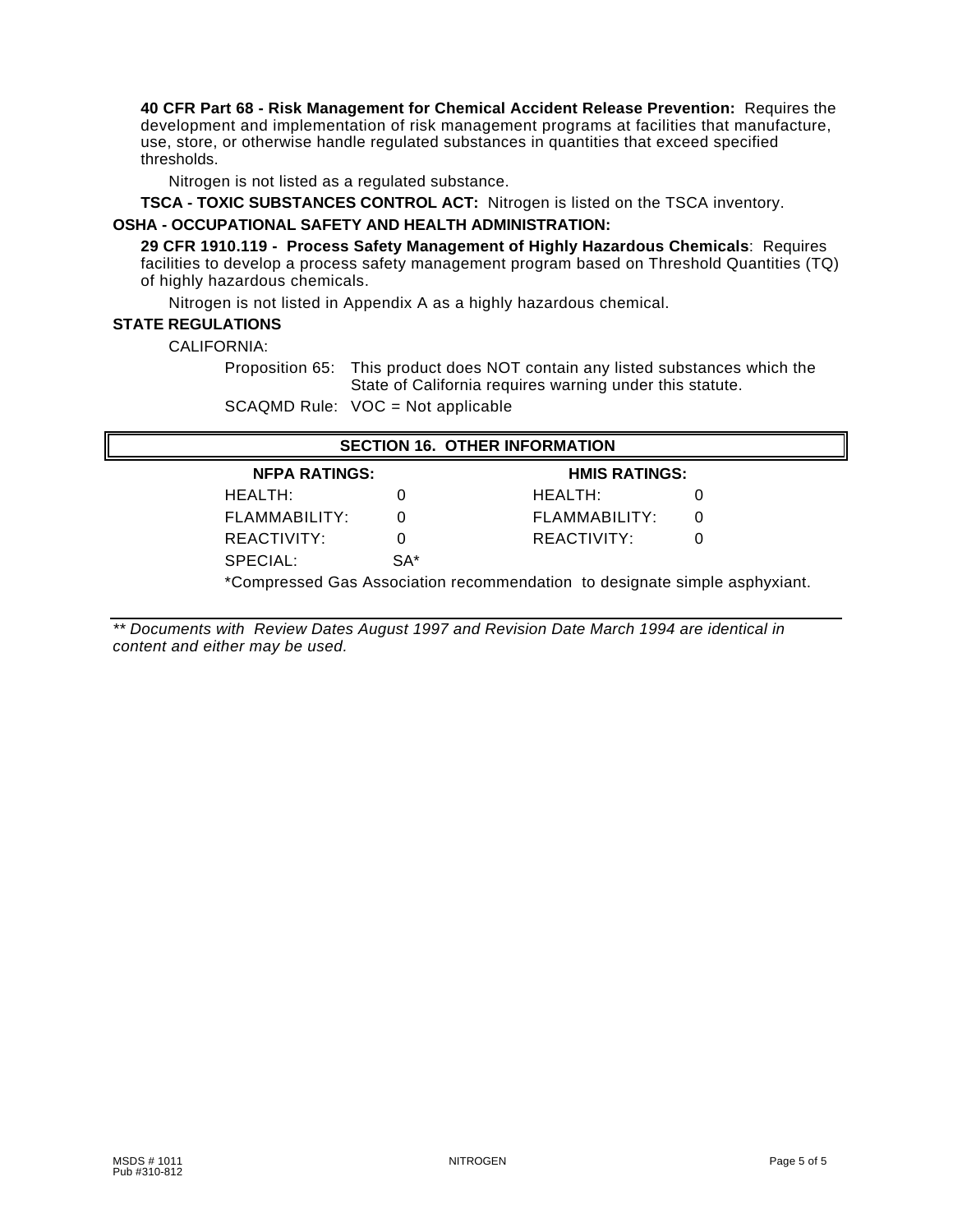**40 CFR Part 68 - Risk Management for Chemical Accident Release Prevention:** Requires the development and implementation of risk management programs at facilities that manufacture, use, store, or otherwise handle regulated substances in quantities that exceed specified thresholds.

Nitrogen is not listed as a regulated substance.

**TSCA - TOXIC SUBSTANCES CONTROL ACT:** Nitrogen is listed on the TSCA inventory.

**OSHA - OCCUPATIONAL SAFETY AND HEALTH ADMINISTRATION:**

**29 CFR 1910.119 - Process Safety Management of Highly Hazardous Chemicals**: Requires facilities to develop a process safety management program based on Threshold Quantities (TQ) of highly hazardous chemicals.

Nitrogen is not listed in Appendix A as a highly hazardous chemical.

**STATE REGULATIONS**

CALIFORNIA:

Proposition 65: This product does NOT contain any listed substances which the State of California requires warning under this statute.

SCAQMD Rule: VOC = Not applicable

## SECTION 16. OTHER INFORMATION

| NFPA RATINGS: | | HMIS RATINGS: | |
|---|---|---|---|
| HEALTH: | 0 | HEALTH: | 0 |
| FLAMMABILITY: | 0 | FLAMMABILITY: | 0 |
| REACTIVITY: | 0 | REACTIVITY: | 0 |
| SPECIAL: | SA* | | |

*Compressed Gas Association recommendation to designate simple asphyxiant.

---

*** Documents with Review Dates August 1997 and Revision Date March 1994 are identical in content and either may be used.*

MSDS # 1011
Pub #310-812